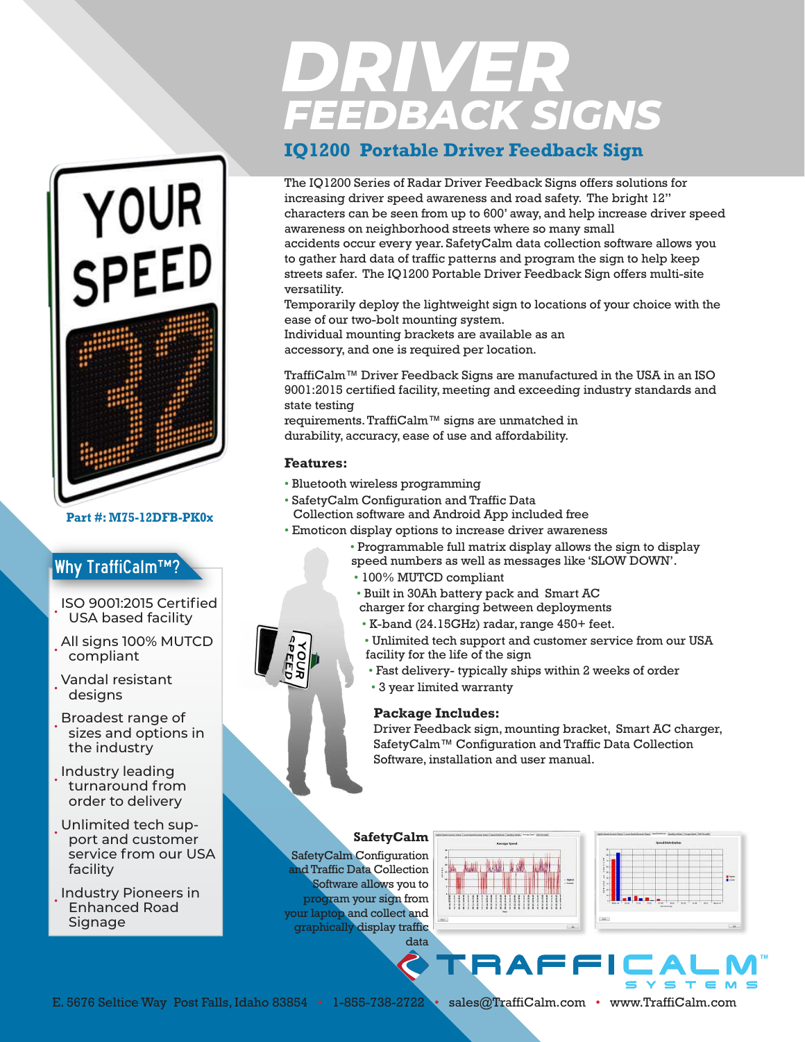# DRIVER FEEDBACK SIGNS

## IQ1200 Portable Driver Feedback Sign

The IQ1200 Series of Radar Driver Feedback Signs offers solutions for increasing driver speed awareness and road safety. The bright 12" characters can be seen from up to 600' away, and help increase driver speed awareness on neighborhood streets where so many small accidents occur every year. SafetyCalm data collection software allows you to gather hard data of traffic patterns and program the sign to help keep streets safer. The IQ1200 Portable Driver Feedback Sign offers multi-site versatility.

Temporarily deploy the lightweight sign to locations of your choice with the ease of our two-bolt mounting system.

Individual mounting brackets are available as an accessory, and one is required per location.

TraffiCalm™ Driver Feedback Signs are manufactured in the USA in an ISO 9001:2015 certified facility, meeting and exceeding industry standards and state testing requirements. TraffiCalm™ signs are unmatched in durability, accuracy, ease of use and affordability.

**Part #: M75-12DFB-PK0x**

### Features:

- Bluetooth wireless programming
- SafetyCalm Configuration and Traffic Data Collection software and Android App included free
- Emoticon display options to increase driver awareness
- Programmable full matrix display allows the sign to display speed numbers as well as messages like 'SLOW DOWN'.
- 100% MUTCD compliant
- Built in 30Ah battery pack and Smart AC charger for charging between deployments
- K-band (24.15GHz) radar, range 450+ feet.
- Unlimited tech support and customer service from our USA facility for the life of the sign
- Fast delivery- typically ships within 2 weeks of order
- 3 year limited warranty

### Package Includes:

Driver Feedback sign, mounting bracket, Smart AC charger, SafetyCalm™ Configuration and Traffic Data Collection Software, installation and user manual.

## Why TraffiCalm™?

- ISO 9001:2015 Certified USA based facility
- All signs 100% MUTCD compliant
- Vandal resistant designs
- Broadest range of sizes and options in the industry
- Industry leading turnaround from order to delivery
- Unlimited tech support and customer service from our USA facility
- Industry Pioneers in Enhanced Road Signage

### SafetyCalm

SafetyCalm Configuration and Traffic Data Collection Software allows you to program your sign from your laptop and collect and graphically display traffic data

TRAFFICALM™ SYSTEMS

E. 5676 Seltice Way Post Falls, Idaho 83854 • 1-855-738-2722 • sales@TraffiCalm.com • www.TraffiCalm.com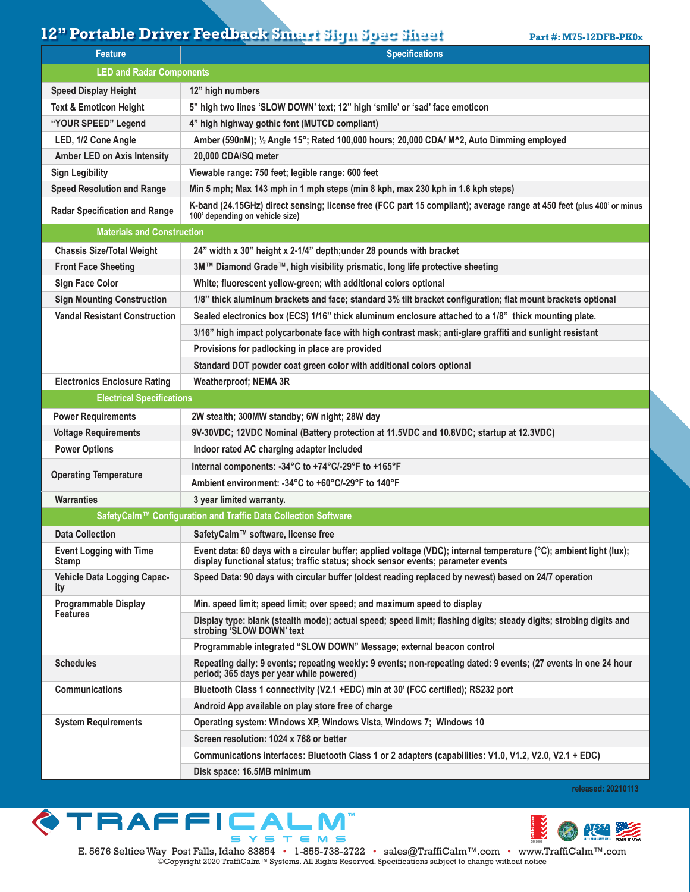# 12" Portable Driver Feedback Smart Sign Spec Sheet

**Part #: M75-12DFB-PK0x**

| Feature | Specifications |
|---|---|
| **LED and Radar Components** | |
| Speed Display Height | 12" high numbers |
| Text & Emoticon Height | 5" high two lines 'SLOW DOWN' text; 12" high 'smile' or 'sad' face emoticon |
| "YOUR SPEED" Legend | 4" high highway gothic font (MUTCD compliant) |
| LED, 1/2 Cone Angle | Amber (590nM); ½ Angle 15°; Rated 100,000 hours; 20,000 CDA/ M^2, Auto Dimming employed |
| Amber LED on Axis Intensity | 20,000 CDA/SQ meter |
| Sign Legibility | Viewable range: 750 feet; legible range: 600 feet |
| Speed Resolution and Range | Min 5 mph; Max 143 mph in 1 mph steps (min 8 kph, max 230 kph in 1.6 kph steps) |
| Radar Specification and Range | K-band (24.15GHz) direct sensing; license free (FCC part 15 compliant); average range at 450 feet (plus 400' or minus 100' depending on vehicle size) |
| **Materials and Construction** | |
| Chassis Size/Total Weight | 24" width x 30" height x 2-1/4" depth;under 28 pounds with bracket |
| Front Face Sheeting | 3M™ Diamond Grade™, high visibility prismatic, long life protective sheeting |
| Sign Face Color | White; fluorescent yellow-green; with additional colors optional |
| Sign Mounting Construction | 1/8" thick aluminum brackets and face; standard 3% tilt bracket configuration; flat mount brackets optional |
| Vandal Resistant Construction | Sealed electronics box (ECS) 1/16" thick aluminum enclosure attached to a 1/8" thick mounting plate. |
| | 3/16" high impact polycarbonate face with high contrast mask; anti-glare graffiti and sunlight resistant |
| | Provisions for padlocking in place are provided |
| | Standard DOT powder coat green color with additional colors optional |
| Electronics Enclosure Rating | Weatherproof; NEMA 3R |
| **Electrical Specifications** | |
| Power Requirements | 2W stealth; 300MW standby; 6W night; 28W day |
| Voltage Requirements | 9V-30VDC; 12VDC Nominal (Battery protection at 11.5VDC and 10.8VDC; startup at 12.3VDC) |
| Power Options | Indoor rated AC charging adapter included |
| Operating Temperature | Internal components: -34°C to +74°C/-29°F to +165°F |
| | Ambient environment: -34°C to +60°C/-29°F to 140°F |
| Warranties | 3 year limited warranty. |
| **SafetyCalm™ Configuration and Traffic Data Collection Software** | |
| Data Collection | SafetyCalm™ software, license free |
| Event Logging with Time Stamp | Event data: 60 days with a circular buffer; applied voltage (VDC); internal temperature (°C); ambient light (lux); display functional status; traffic status; shock sensor events; parameter events |
| Vehicle Data Logging Capacity | Speed Data: 90 days with circular buffer (oldest reading replaced by newest) based on 24/7 operation |
| Programmable Display Features | Min. speed limit; speed limit; over speed; and maximum speed to display |
| | Display type: blank (stealth mode); actual speed; speed limit; flashing digits; steady digits; strobing digits and strobing 'SLOW DOWN' text |
| | Programmable integrated "SLOW DOWN" Message; external beacon control |
| Schedules | Repeating daily: 9 events; repeating weekly: 9 events; non-repeating dated: 9 events; (27 events in one 24 hour period; 365 days per year while powered) |
| Communications | Bluetooth Class 1 connectivity (V2.1 +EDC) min at 30' (FCC certified); RS232 port |
| | Android App available on play store free of charge |
| System Requirements | Operating system: Windows XP, Windows Vista, Windows 7; Windows 10 |
| | Screen resolution: 1024 x 768 or better |
| | Communications interfaces: Bluetooth Class 1 or 2 adapters (capabilities: V1.0, V1.2, V2.0, V2.1 + EDC) |
| | Disk space: 16.5MB minimum |

released: 20210113

TRAFFICALM™ SYSTEMS

E. 5676 Seltice Way Post Falls, Idaho 83854 • 1-855-738-2722 • sales@TraffiCalm™.com • www.TraffiCalm™.com

©Copyright 2020 TraffiCalm™ Systems. All Rights Reserved. Specifications subject to change without notice